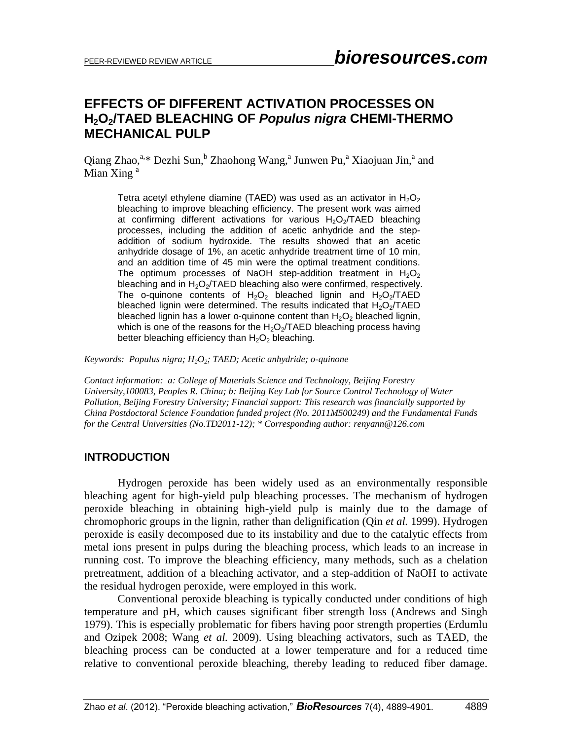# EFFECTS OF DIFFERENT ACTIVATION PROCESSES ON $H_2O_2$/TAED BLEACHING OF *Populus nigra* CHEMI-THERMO MECHANICAL PULP

Qiang Zhao,[a,]* Dezhi Sun,[b] Zhaohong Wang,[a] Junwen Pu,[a] Xiaojuan Jin,[a] and Mian Xing [a]

Tetra acetyl ethylene diamine (TAED) was used as an activator in $H_2O_2$ bleaching to improve bleaching efficiency. The present work was aimed at confirming different activations for various $H_2O_2$/TAED bleaching processes, including the addition of acetic anhydride and the step-addition of sodium hydroxide. The results showed that an acetic anhydride dosage of 1%, an acetic anhydride treatment time of 10 min, and an addition time of 45 min were the optimal treatment conditions. The optimum processes of NaOH step-addition treatment in $H_2O_2$ bleaching and in $H_2O_2$/TAED bleaching also were confirmed, respectively. The o-quinone contents of $H_2O_2$ bleached lignin and $H_2O_2$/TAED bleached lignin were determined. The results indicated that $H_2O_2$/TAED bleached lignin has a lower o-quinone content than $H_2O_2$ bleached lignin, which is one of the reasons for the $H_2O_2$/TAED bleaching process having better bleaching efficiency than $H_2O_2$ bleaching.

*Keywords: Populus nigra; $H_2O_2$; TAED; Acetic anhydride; o-quinone*

*Contact information: a: College of Materials Science and Technology, Beijing Forestry University,100083, Peoples R. China; b: Beijing Key Lab for Source Control Technology of Water Pollution, Beijing Forestry University; Financial support: This research was financially supported by China Postdoctoral Science Foundation funded project (No. 2011M500249) and the Fundamental Funds for the Central Universities (No.TD2011-12); * Corresponding author: renyann@126.com*

## INTRODUCTION

Hydrogen peroxide has been widely used as an environmentally responsible bleaching agent for high-yield pulp bleaching processes. The mechanism of hydrogen peroxide bleaching in obtaining high-yield pulp is mainly due to the damage of chromophoric groups in the lignin, rather than delignification (Qin *et al.* 1999). Hydrogen peroxide is easily decomposed due to its instability and due to the catalytic effects from metal ions present in pulps during the bleaching process, which leads to an increase in running cost. To improve the bleaching efficiency, many methods, such as a chelation pretreatment, addition of a bleaching activator, and a step-addition of NaOH to activate the residual hydrogen peroxide, were employed in this work.

Conventional peroxide bleaching is typically conducted under conditions of high temperature and pH, which causes significant fiber strength loss (Andrews and Singh 1979). This is especially problematic for fibers having poor strength properties (Erdumlu and Ozipek 2008; Wang *et al.* 2009). Using bleaching activators, such as TAED, the bleaching process can be conducted at a lower temperature and for a reduced time relative to conventional peroxide bleaching, thereby leading to reduced fiber damage.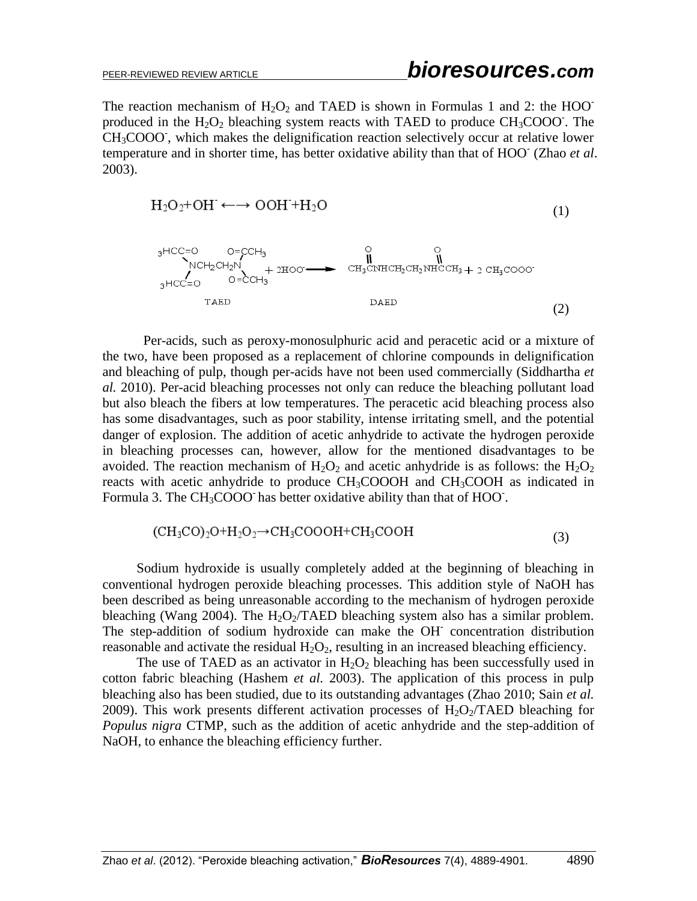The reaction mechanism of $H_2O_2$ and TAED is shown in Formulas 1 and 2: the $HOO^-$ produced in the $H_2O_2$ bleaching system reacts with TAED to produce $CH_3COOO^-$. The $CH_3COOO^-$, which makes the delignification reaction selectively occur at relative lower temperature and in shorter time, has better oxidative ability than that of $HOO^-$ (Zhao *et al*. 2003).

$$H_2O_2 + OH^- \longleftrightarrow OOH^- + H_2O \tag{1}$$

$$\underset{\text{TAED}}{(CH_3CO)_2NCH_2CH_2N(COCH_3)_2} + 2HOO^- \longrightarrow \underset{\text{DAED}}{CH_3C(=O)NHCH_2CH_2NHC(=O)CH_3} + 2\,CH_3COOO^- \tag{2}$$

Per-acids, such as peroxy-monosulphuric acid and peracetic acid or a mixture of the two, have been proposed as a replacement of chlorine compounds in delignification and bleaching of pulp, though per-acids have not been used commercially (Siddhartha *et al.* 2010). Per-acid bleaching processes not only can reduce the bleaching pollutant load but also bleach the fibers at low temperatures. The peracetic acid bleaching process also has some disadvantages, such as poor stability, intense irritating smell, and the potential danger of explosion. The addition of acetic anhydride to activate the hydrogen peroxide in bleaching processes can, however, allow for the mentioned disadvantages to be avoided. The reaction mechanism of $H_2O_2$ and acetic anhydride is as follows: the $H_2O_2$ reacts with acetic anhydride to produce $CH_3COOOH$ and $CH_3COOH$ as indicated in Formula 3. The $CH_3COOO^-$ has better oxidative ability than that of $HOO^-$.

$$(CH_3CO)_2O + H_2O_2 \rightarrow CH_3COOOH + CH_3COOH \tag{3}$$

Sodium hydroxide is usually completely added at the beginning of bleaching in conventional hydrogen peroxide bleaching processes. This addition style of NaOH has been described as being unreasonable according to the mechanism of hydrogen peroxide bleaching (Wang 2004). The $H_2O_2$/TAED bleaching system also has a similar problem. The step-addition of sodium hydroxide can make the $OH^-$ concentration distribution reasonable and activate the residual $H_2O_2$, resulting in an increased bleaching efficiency.

The use of TAED as an activator in $H_2O_2$ bleaching has been successfully used in cotton fabric bleaching (Hashem *et al.* 2003). The application of this process in pulp bleaching also has been studied, due to its outstanding advantages (Zhao 2010; Sain *et al.* 2009). This work presents different activation processes of $H_2O_2$/TAED bleaching for *Populus nigra* CTMP, such as the addition of acetic anhydride and the step-addition of NaOH, to enhance the bleaching efficiency further.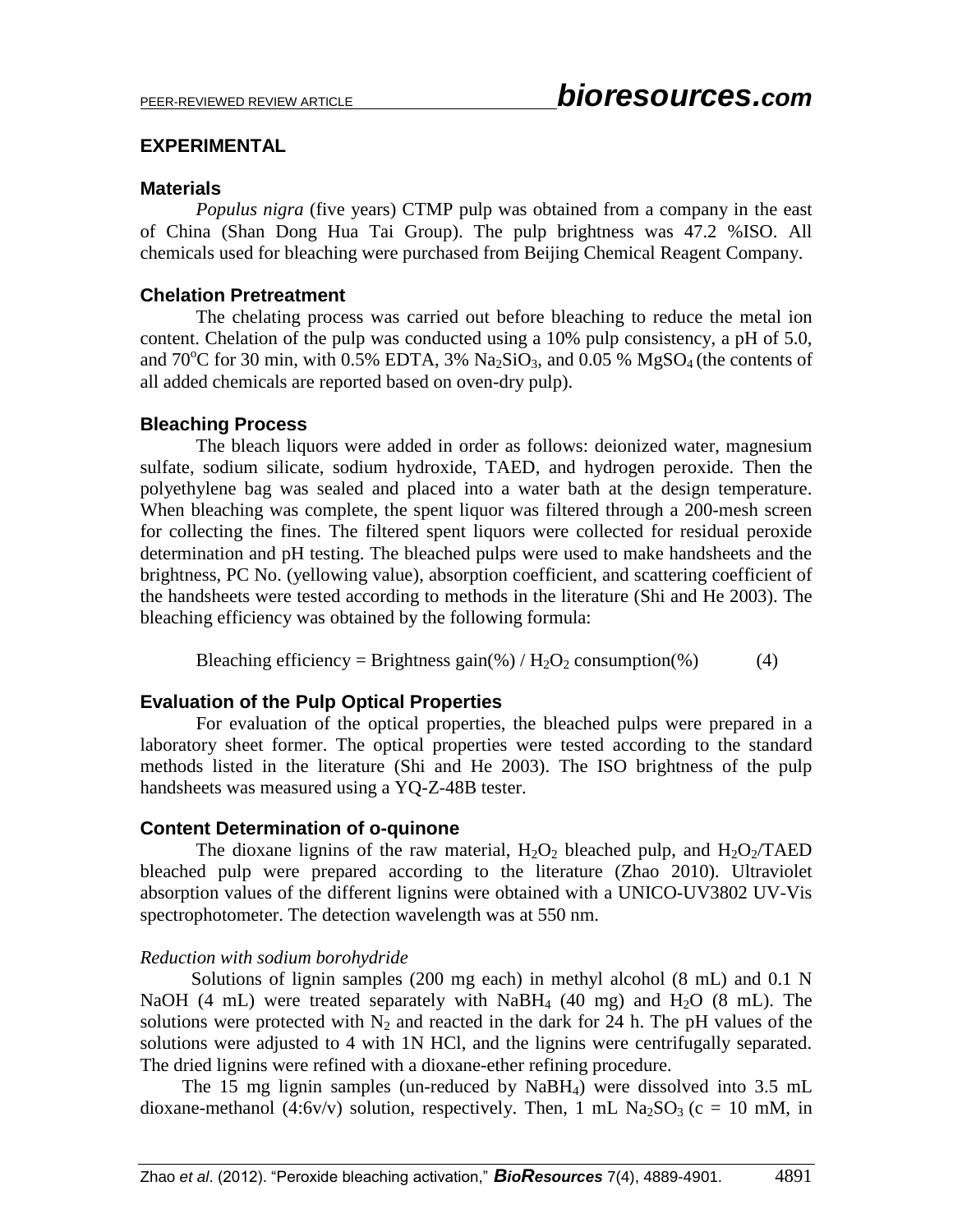## EXPERIMENTAL

### Materials

*Populus nigra* (five years) CTMP pulp was obtained from a company in the east of China (Shan Dong Hua Tai Group). The pulp brightness was 47.2 %ISO. All chemicals used for bleaching were purchased from Beijing Chemical Reagent Company.

### Chelation Pretreatment

The chelating process was carried out before bleaching to reduce the metal ion content. Chelation of the pulp was conducted using a 10% pulp consistency, a pH of 5.0, and 70°C for 30 min, with 0.5% EDTA, 3% $Na_2SiO_3$, and 0.05 % $MgSO_4$ (the contents of all added chemicals are reported based on oven-dry pulp).

### Bleaching Process

The bleach liquors were added in order as follows: deionized water, magnesium sulfate, sodium silicate, sodium hydroxide, TAED, and hydrogen peroxide. Then the polyethylene bag was sealed and placed into a water bath at the design temperature. When bleaching was complete, the spent liquor was filtered through a 200-mesh screen for collecting the fines. The filtered spent liquors were collected for residual peroxide determination and pH testing. The bleached pulps were used to make handsheets and the brightness, PC No. (yellowing value), absorption coefficient, and scattering coefficient of the handsheets were tested according to methods in the literature (Shi and He 2003). The bleaching efficiency was obtained by the following formula:

$$\text{Bleaching efficiency} = \text{Brightness gain(\%)} / H_2O_2 \text{ consumption(\%)} \qquad (4)$$

### Evaluation of the Pulp Optical Properties

For evaluation of the optical properties, the bleached pulps were prepared in a laboratory sheet former. The optical properties were tested according to the standard methods listed in the literature (Shi and He 2003). The ISO brightness of the pulp handsheets was measured using a YQ-Z-48B tester.

### Content Determination of o-quinone

The dioxane lignins of the raw material, $H_2O_2$ bleached pulp, and $H_2O_2$/TAED bleached pulp were prepared according to the literature (Zhao 2010). Ultraviolet absorption values of the different lignins were obtained with a UNICO-UV3802 UV-Vis spectrophotometer. The detection wavelength was at 550 nm.

*Reduction with sodium borohydride*

Solutions of lignin samples (200 mg each) in methyl alcohol (8 mL) and 0.1 N NaOH (4 mL) were treated separately with $NaBH_4$ (40 mg) and $H_2O$ (8 mL). The solutions were protected with $N_2$ and reacted in the dark for 24 h. The pH values of the solutions were adjusted to 4 with 1N HCl, and the lignins were centrifugally separated. The dried lignins were refined with a dioxane-ether refining procedure.

The 15 mg lignin samples (un-reduced by $NaBH_4$) were dissolved into 3.5 mL dioxane-methanol (4:6v/v) solution, respectively. Then, 1 mL $Na_2SO_3$ (c = 10 mM, in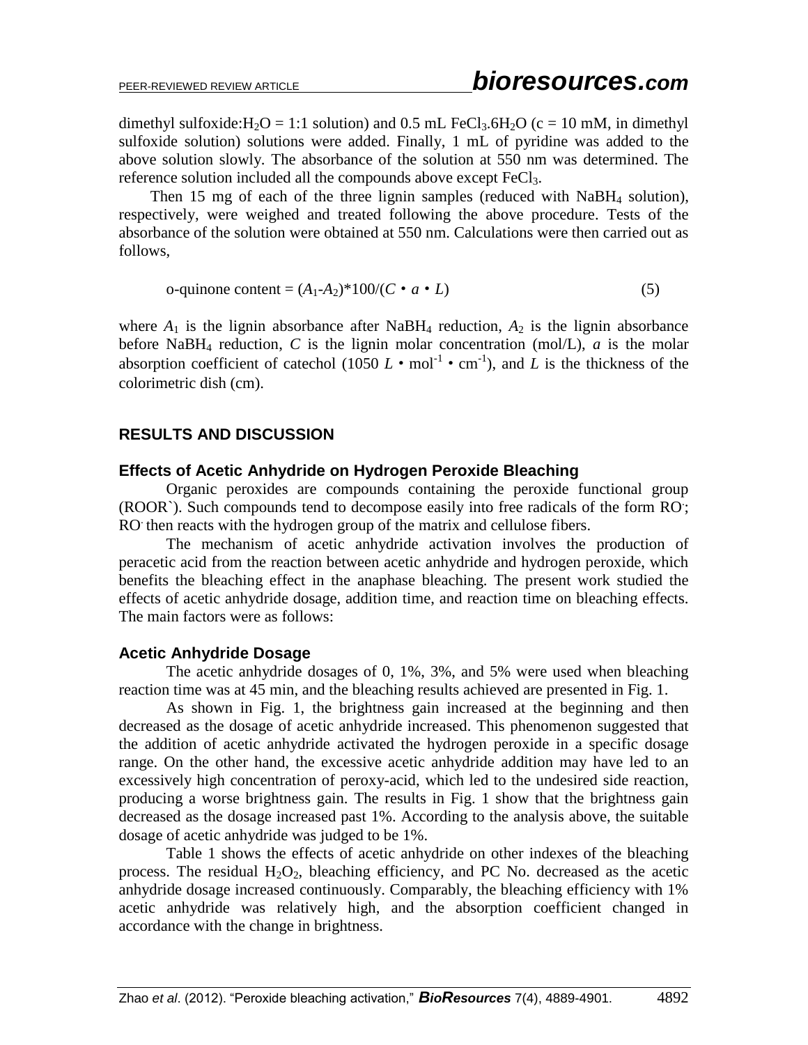dimethyl sulfoxide:$H_2O$ = 1:1 solution) and 0.5 mL $FeCl_3.6H_2O$ (c = 10 mM, in dimethyl sulfoxide solution) solutions were added. Finally, 1 mL of pyridine was added to the above solution slowly. The absorbance of the solution at 550 nm was determined. The reference solution included all the compounds above except $FeCl_3$.

Then 15 mg of each of the three lignin samples (reduced with $NaBH_4$ solution), respectively, were weighed and treated following the above procedure. Tests of the absorbance of the solution were obtained at 550 nm. Calculations were then carried out as follows,

$$\text{o-quinone content} = (A_1\text{-}A_2)*100/(C \cdot a \cdot L) \tag{5}$$

where $A_1$ is the lignin absorbance after $NaBH_4$ reduction, $A_2$ is the lignin absorbance before $NaBH_4$ reduction, $C$ is the lignin molar concentration (mol/L), $a$ is the molar absorption coefficient of catechol (1050 $L \cdot mol^{-1} \cdot cm^{-1}$), and $L$ is the thickness of the colorimetric dish (cm).

## RESULTS AND DISCUSSION

### Effects of Acetic Anhydride on Hydrogen Peroxide Bleaching

Organic peroxides are compounds containing the peroxide functional group (ROOR`). Such compounds tend to decompose easily into free radicals of the form $RO^{\cdot}$; $RO^{\cdot}$ then reacts with the hydrogen group of the matrix and cellulose fibers.

The mechanism of acetic anhydride activation involves the production of peracetic acid from the reaction between acetic anhydride and hydrogen peroxide, which benefits the bleaching effect in the anaphase bleaching. The present work studied the effects of acetic anhydride dosage, addition time, and reaction time on bleaching effects. The main factors were as follows:

### Acetic Anhydride Dosage

The acetic anhydride dosages of 0, 1%, 3%, and 5% were used when bleaching reaction time was at 45 min, and the bleaching results achieved are presented in Fig. 1.

As shown in Fig. 1, the brightness gain increased at the beginning and then decreased as the dosage of acetic anhydride increased. This phenomenon suggested that the addition of acetic anhydride activated the hydrogen peroxide in a specific dosage range. On the other hand, the excessive acetic anhydride addition may have led to an excessively high concentration of peroxy-acid, which led to the undesired side reaction, producing a worse brightness gain. The results in Fig. 1 show that the brightness gain decreased as the dosage increased past 1%. According to the analysis above, the suitable dosage of acetic anhydride was judged to be 1%.

Table 1 shows the effects of acetic anhydride on other indexes of the bleaching process. The residual $H_2O_2$, bleaching efficiency, and PC No. decreased as the acetic anhydride dosage increased continuously. Comparably, the bleaching efficiency with 1% acetic anhydride was relatively high, and the absorption coefficient changed in accordance with the change in brightness.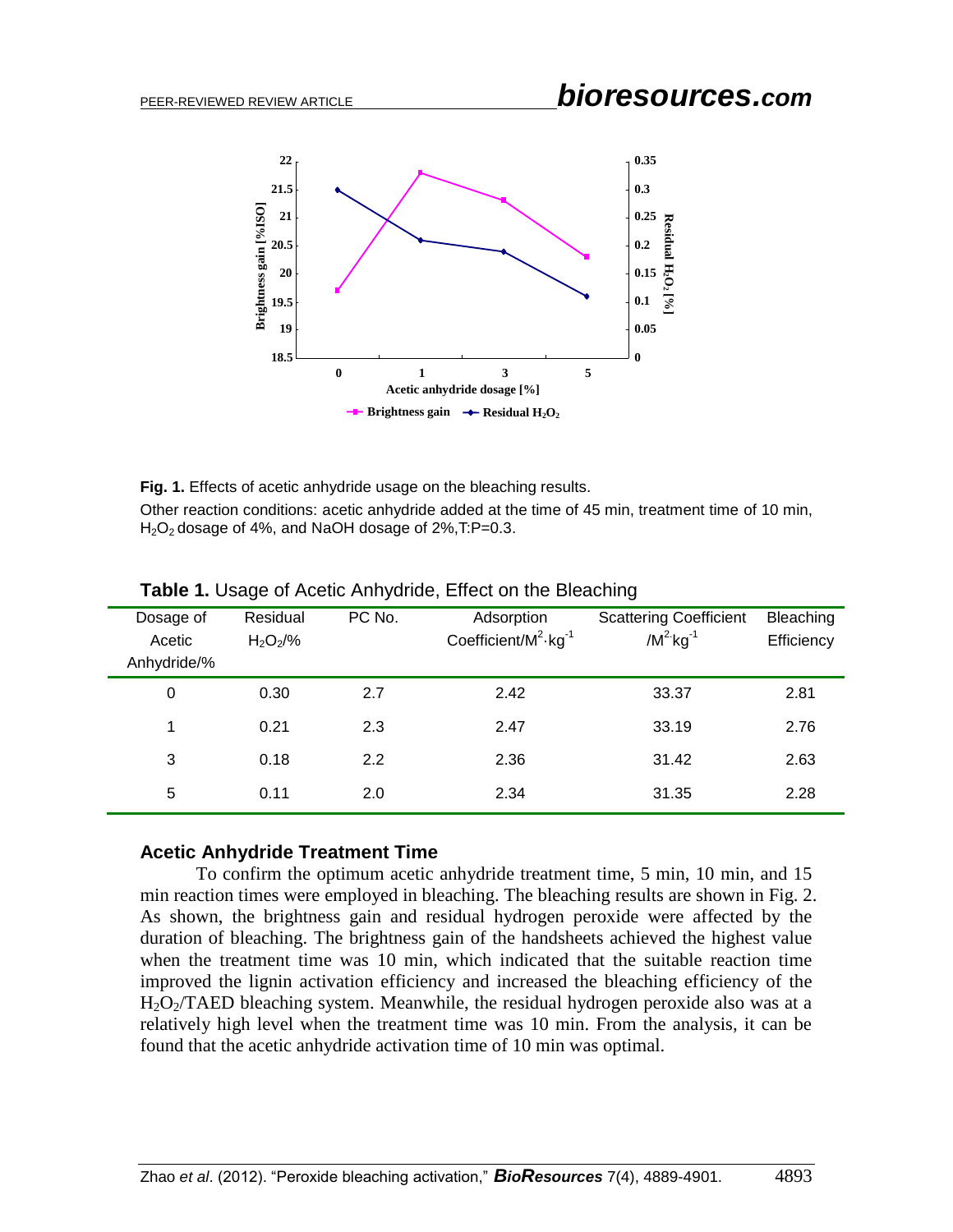**Fig. 1.** Effects of acetic anhydride usage on the bleaching results.

Other reaction conditions: acetic anhydride added at the time of 45 min, treatment time of 10 min, $H_2O_2$ dosage of 4%, and NaOH dosage of 2%,T:P=0.3.

**Table 1.** Usage of Acetic Anhydride, Effect on the Bleaching

| Dosage of Acetic Anhydride/% | Residual $H_2O_2$/% | PC No. | Adsorption Coefficient/$M^2 \cdot kg^{-1}$ | Scattering Coefficient /$M^2 \cdot kg^{-1}$ | Bleaching Efficiency |
|---|---|---|---|---|---|
| 0 | 0.30 | 2.7 | 2.42 | 33.37 | 2.81 |
| 1 | 0.21 | 2.3 | 2.47 | 33.19 | 2.76 |
| 3 | 0.18 | 2.2 | 2.36 | 31.42 | 2.63 |
| 5 | 0.11 | 2.0 | 2.34 | 31.35 | 2.28 |

### Acetic Anhydride Treatment Time

To confirm the optimum acetic anhydride treatment time, 5 min, 10 min, and 15 min reaction times were employed in bleaching. The bleaching results are shown in Fig. 2. As shown, the brightness gain and residual hydrogen peroxide were affected by the duration of bleaching. The brightness gain of the handsheets achieved the highest value when the treatment time was 10 min, which indicated that the suitable reaction time improved the lignin activation efficiency and increased the bleaching efficiency of the $H_2O_2$/TAED bleaching system. Meanwhile, the residual hydrogen peroxide also was at a relatively high level when the treatment time was 10 min. From the analysis, it can be found that the acetic anhydride activation time of 10 min was optimal.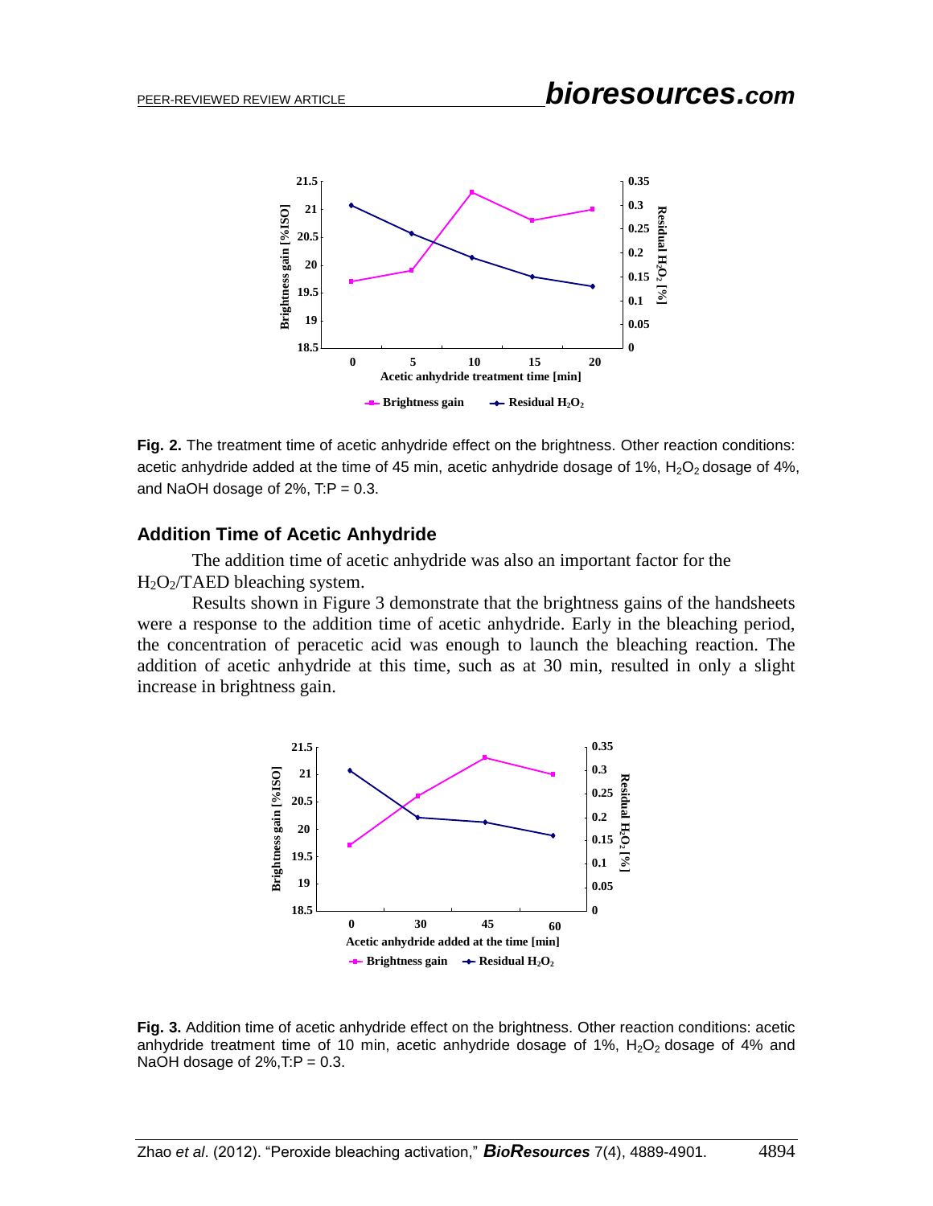**Fig. 2.** The treatment time of acetic anhydride effect on the brightness. Other reaction conditions: acetic anhydride added at the time of 45 min, acetic anhydride dosage of 1%, $H_2O_2$ dosage of 4%, and NaOH dosage of 2%, T:P = 0.3.

## Addition Time of Acetic Anhydride

The addition time of acetic anhydride was also an important factor for the $H_2O_2$/TAED bleaching system.

Results shown in Figure 3 demonstrate that the brightness gains of the handsheets were a response to the addition time of acetic anhydride. Early in the bleaching period, the concentration of peracetic acid was enough to launch the bleaching reaction. The addition of acetic anhydride at this time, such as at 30 min, resulted in only a slight increase in brightness gain.

**Fig. 3.** Addition time of acetic anhydride effect on the brightness. Other reaction conditions: acetic anhydride treatment time of 10 min, acetic anhydride dosage of 1%, $H_2O_2$ dosage of 4% and NaOH dosage of 2%,T:P = 0.3.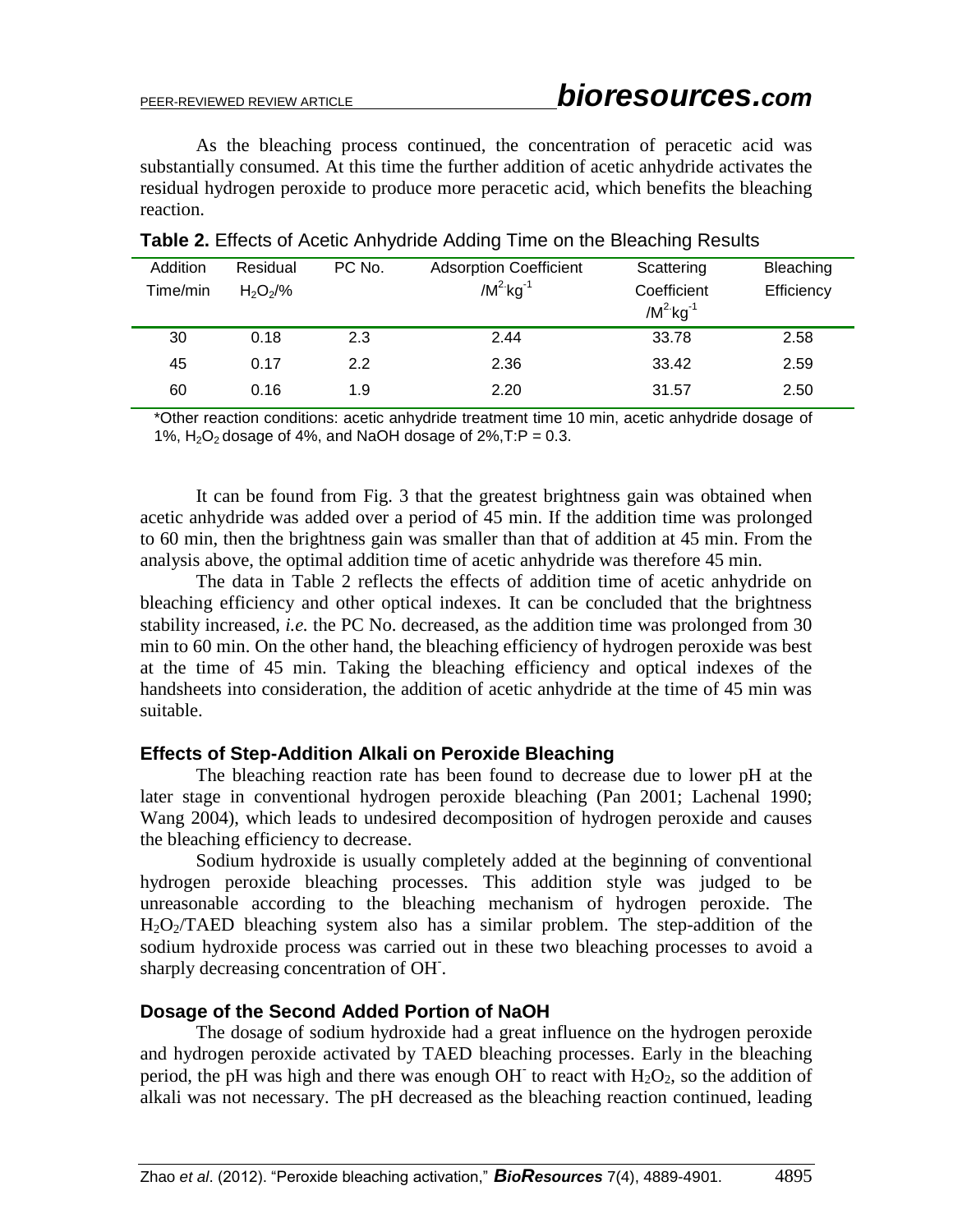As the bleaching process continued, the concentration of peracetic acid was substantially consumed. At this time the further addition of acetic anhydride activates the residual hydrogen peroxide to produce more peracetic acid, which benefits the bleaching reaction.

**Table 2.** Effects of Acetic Anhydride Adding Time on the Bleaching Results

| Addition Time/min | Residual $H_2O_2$/% | PC No. | Adsorption Coefficient $/M^2 \cdot kg^{-1}$ | Scattering Coefficient $/M^2 \cdot kg^{-1}$ | Bleaching Efficiency |
|---|---|---|---|---|---|
| 30 | 0.18 | 2.3 | 2.44 | 33.78 | 2.58 |
| 45 | 0.17 | 2.2 | 2.36 | 33.42 | 2.59 |
| 60 | 0.16 | 1.9 | 2.20 | 31.57 | 2.50 |

*Other reaction conditions: acetic anhydride treatment time 10 min, acetic anhydride dosage of 1%, $H_2O_2$ dosage of 4%, and NaOH dosage of 2%,T:P = 0.3.

It can be found from Fig. 3 that the greatest brightness gain was obtained when acetic anhydride was added over a period of 45 min. If the addition time was prolonged to 60 min, then the brightness gain was smaller than that of addition at 45 min. From the analysis above, the optimal addition time of acetic anhydride was therefore 45 min.

The data in Table 2 reflects the effects of addition time of acetic anhydride on bleaching efficiency and other optical indexes. It can be concluded that the brightness stability increased, *i.e.* the PC No. decreased, as the addition time was prolonged from 30 min to 60 min. On the other hand, the bleaching efficiency of hydrogen peroxide was best at the time of 45 min. Taking the bleaching efficiency and optical indexes of the handsheets into consideration, the addition of acetic anhydride at the time of 45 min was suitable.

## Effects of Step-Addition Alkali on Peroxide Bleaching

The bleaching reaction rate has been found to decrease due to lower pH at the later stage in conventional hydrogen peroxide bleaching (Pan 2001; Lachenal 1990; Wang 2004), which leads to undesired decomposition of hydrogen peroxide and causes the bleaching efficiency to decrease.

Sodium hydroxide is usually completely added at the beginning of conventional hydrogen peroxide bleaching processes. This addition style was judged to be unreasonable according to the bleaching mechanism of hydrogen peroxide. The $H_2O_2$/TAED bleaching system also has a similar problem. The step-addition of the sodium hydroxide process was carried out in these two bleaching processes to avoid a sharply decreasing concentration of $OH^-$.

## Dosage of the Second Added Portion of NaOH

The dosage of sodium hydroxide had a great influence on the hydrogen peroxide and hydrogen peroxide activated by TAED bleaching processes. Early in the bleaching period, the pH was high and there was enough $OH^-$ to react with $H_2O_2$, so the addition of alkali was not necessary. The pH decreased as the bleaching reaction continued, leading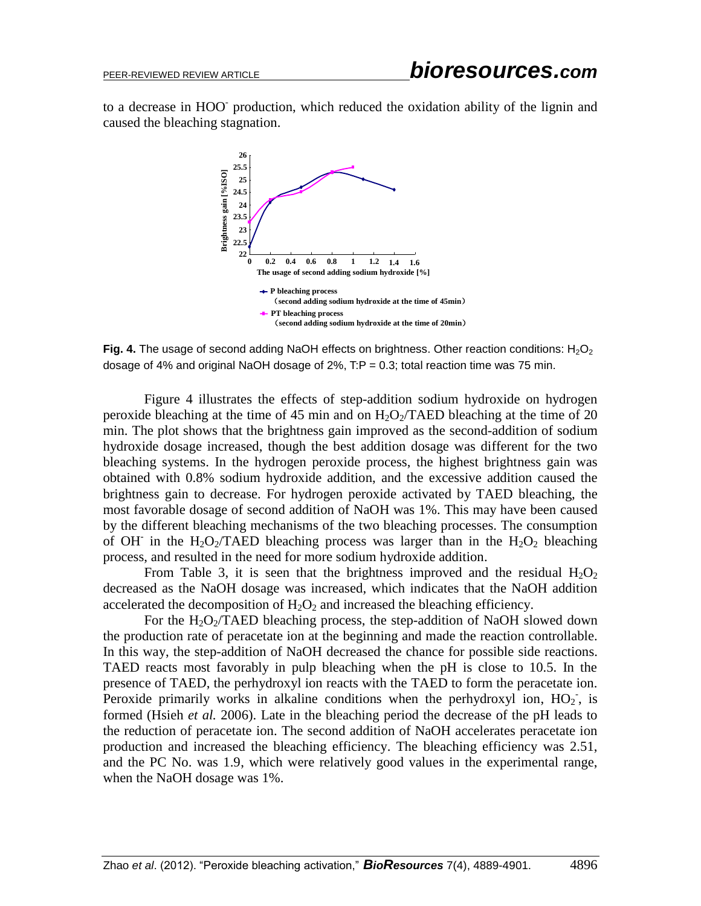to a decrease in $HOO^-$ production, which reduced the oxidation ability of the lignin and caused the bleaching stagnation.

**Fig. 4.** The usage of second adding NaOH effects on brightness. Other reaction conditions: $H_2O_2$ dosage of 4% and original NaOH dosage of 2%, T:P = 0.3; total reaction time was 75 min.

Figure 4 illustrates the effects of step-addition sodium hydroxide on hydrogen peroxide bleaching at the time of 45 min and on $H_2O_2$/TAED bleaching at the time of 20 min. The plot shows that the brightness gain improved as the second-addition of sodium hydroxide dosage increased, though the best addition dosage was different for the two bleaching systems. In the hydrogen peroxide process, the highest brightness gain was obtained with 0.8% sodium hydroxide addition, and the excessive addition caused the brightness gain to decrease. For hydrogen peroxide activated by TAED bleaching, the most favorable dosage of second addition of NaOH was 1%. This may have been caused by the different bleaching mechanisms of the two bleaching processes. The consumption of $OH^-$ in the $H_2O_2$/TAED bleaching process was larger than in the $H_2O_2$ bleaching process, and resulted in the need for more sodium hydroxide addition.

From Table 3, it is seen that the brightness improved and the residual $H_2O_2$ decreased as the NaOH dosage was increased, which indicates that the NaOH addition accelerated the decomposition of $H_2O_2$ and increased the bleaching efficiency.

For the $H_2O_2$/TAED bleaching process, the step-addition of NaOH slowed down the production rate of peracetate ion at the beginning and made the reaction controllable. In this way, the step-addition of NaOH decreased the chance for possible side reactions. TAED reacts most favorably in pulp bleaching when the pH is close to 10.5. In the presence of TAED, the perhydroxyl ion reacts with the TAED to form the peracetate ion. Peroxide primarily works in alkaline conditions when the perhydroxyl ion, $HO_2^-$, is formed (Hsieh *et al.* 2006). Late in the bleaching period the decrease of the pH leads to the reduction of peracetate ion. The second addition of NaOH accelerates peracetate ion production and increased the bleaching efficiency. The bleaching efficiency was 2.51, and the PC No. was 1.9, which were relatively good values in the experimental range, when the NaOH dosage was 1%.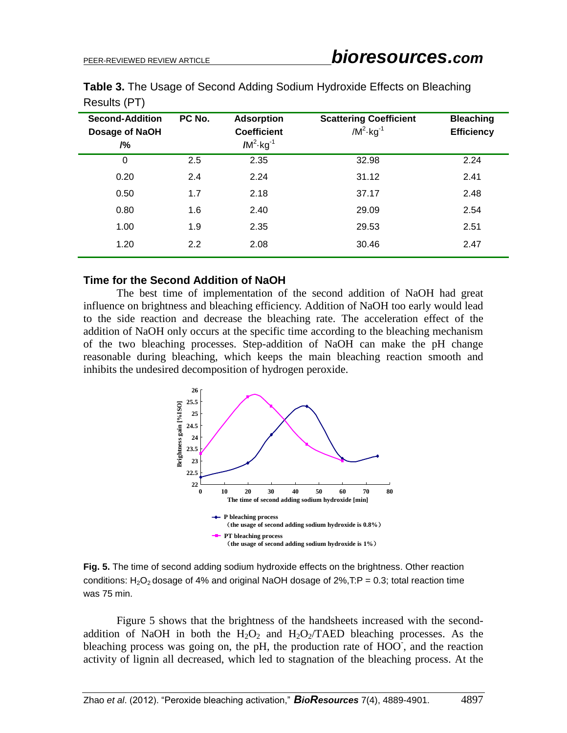**Table 3.** The Usage of Second Adding Sodium Hydroxide Effects on Bleaching Results (PT)

| Second-Addition Dosage of NaOH /% | PC No. | Adsorption Coefficient /$M^2 \cdot kg^{-1}$ | Scattering Coefficient /$M^2 \cdot kg^{-1}$ | Bleaching Efficiency |
|---|---|---|---|---|
| 0 | 2.5 | 2.35 | 32.98 | 2.24 |
| 0.20 | 2.4 | 2.24 | 31.12 | 2.41 |
| 0.50 | 1.7 | 2.18 | 37.17 | 2.48 |
| 0.80 | 1.6 | 2.40 | 29.09 | 2.54 |
| 1.00 | 1.9 | 2.35 | 29.53 | 2.51 |
| 1.20 | 2.2 | 2.08 | 30.46 | 2.47 |

### Time for the Second Addition of NaOH

The best time of implementation of the second addition of NaOH had great influence on brightness and bleaching efficiency. Addition of NaOH too early would lead to the side reaction and decrease the bleaching rate. The acceleration effect of the addition of NaOH only occurs at the specific time according to the bleaching mechanism of the two bleaching processes. Step-addition of NaOH can make the pH change reasonable during bleaching, which keeps the main bleaching reaction smooth and inhibits the undesired decomposition of hydrogen peroxide.

**Fig. 5.** The time of second adding sodium hydroxide effects on the brightness. Other reaction conditions: $H_2O_2$ dosage of 4% and original NaOH dosage of 2%,T:P = 0.3; total reaction time was 75 min.

Figure 5 shows that the brightness of the handsheets increased with the second-addition of NaOH in both the $H_2O_2$ and $H_2O_2$/TAED bleaching processes. As the bleaching process was going on, the pH, the production rate of $HOO^-$, and the reaction activity of lignin all decreased, which led to stagnation of the bleaching process. At the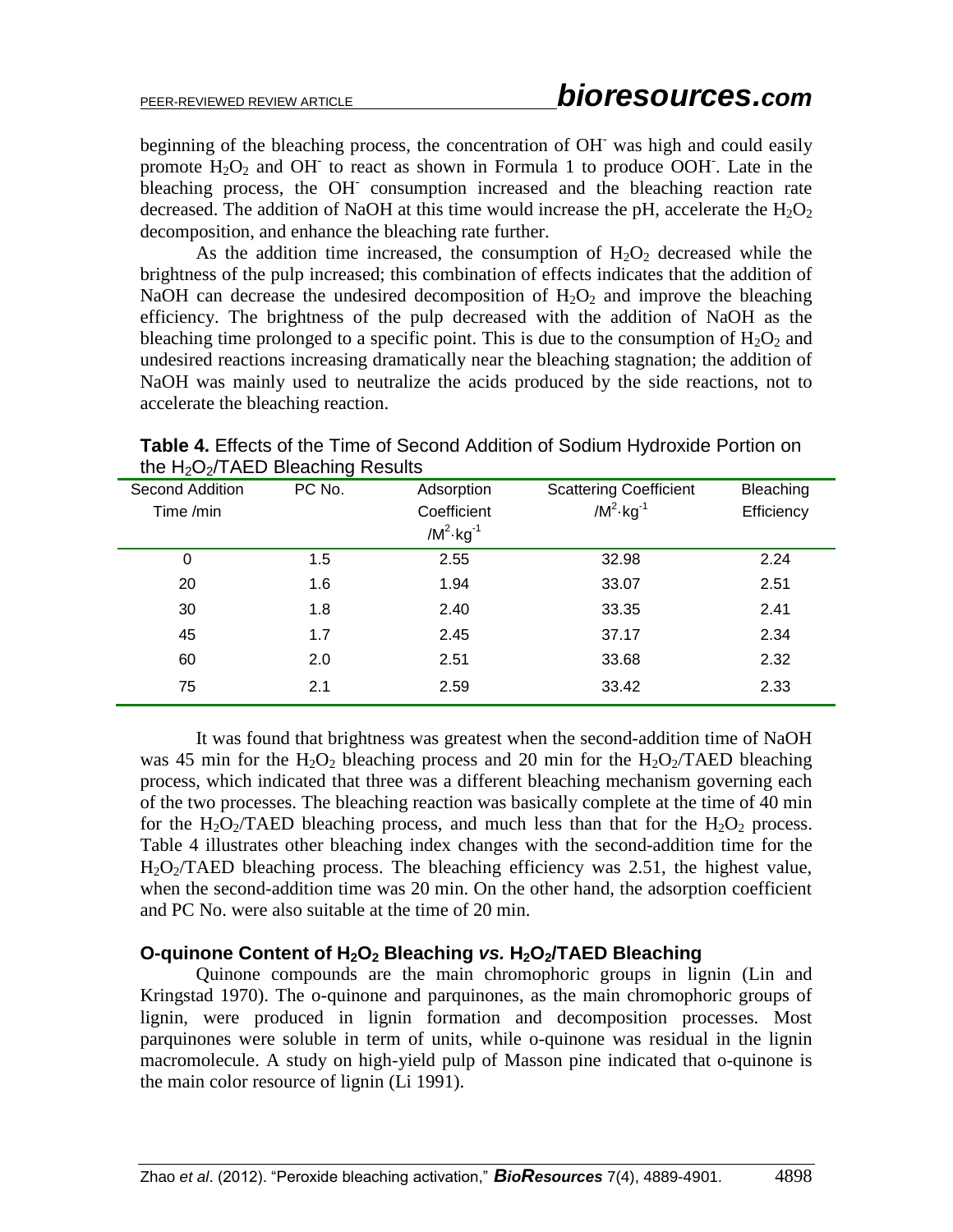beginning of the bleaching process, the concentration of $OH^-$ was high and could easily promote $H_2O_2$ and $OH^-$ to react as shown in Formula 1 to produce $OOH^-$. Late in the bleaching process, the $OH^-$ consumption increased and the bleaching reaction rate decreased. The addition of NaOH at this time would increase the pH, accelerate the $H_2O_2$ decomposition, and enhance the bleaching rate further.

As the addition time increased, the consumption of $H_2O_2$ decreased while the brightness of the pulp increased; this combination of effects indicates that the addition of NaOH can decrease the undesired decomposition of $H_2O_2$ and improve the bleaching efficiency. The brightness of the pulp decreased with the addition of NaOH as the bleaching time prolonged to a specific point. This is due to the consumption of $H_2O_2$ and undesired reactions increasing dramatically near the bleaching stagnation; the addition of NaOH was mainly used to neutralize the acids produced by the side reactions, not to accelerate the bleaching reaction.

**Table 4.** Effects of the Time of Second Addition of Sodium Hydroxide Portion on the $H_2O_2$/TAED Bleaching Results

| Second Addition Time /min | PC No. | Adsorption Coefficient $/M^2 \cdot kg^{-1}$ | Scattering Coefficient $/M^2 \cdot kg^{-1}$ | Bleaching Efficiency |
|---|---|---|---|---|
| 0 | 1.5 | 2.55 | 32.98 | 2.24 |
| 20 | 1.6 | 1.94 | 33.07 | 2.51 |
| 30 | 1.8 | 2.40 | 33.35 | 2.41 |
| 45 | 1.7 | 2.45 | 37.17 | 2.34 |
| 60 | 2.0 | 2.51 | 33.68 | 2.32 |
| 75 | 2.1 | 2.59 | 33.42 | 2.33 |

It was found that brightness was greatest when the second-addition time of NaOH was 45 min for the $H_2O_2$ bleaching process and 20 min for the $H_2O_2$/TAED bleaching process, which indicated that three was a different bleaching mechanism governing each of the two processes. The bleaching reaction was basically complete at the time of 40 min for the $H_2O_2$/TAED bleaching process, and much less than that for the $H_2O_2$ process. Table 4 illustrates other bleaching index changes with the second-addition time for the $H_2O_2$/TAED bleaching process. The bleaching efficiency was 2.51, the highest value, when the second-addition time was 20 min. On the other hand, the adsorption coefficient and PC No. were also suitable at the time of 20 min.

### O-quinone Content of $H_2O_2$ Bleaching *vs.* $H_2O_2$/TAED Bleaching

Quinone compounds are the main chromophoric groups in lignin (Lin and Kringstad 1970). The o-quinone and parquinones, as the main chromophoric groups of lignin, were produced in lignin formation and decomposition processes. Most parquinones were soluble in term of units, while o-quinone was residual in the lignin macromolecule. A study on high-yield pulp of Masson pine indicated that o-quinone is the main color resource of lignin (Li 1991).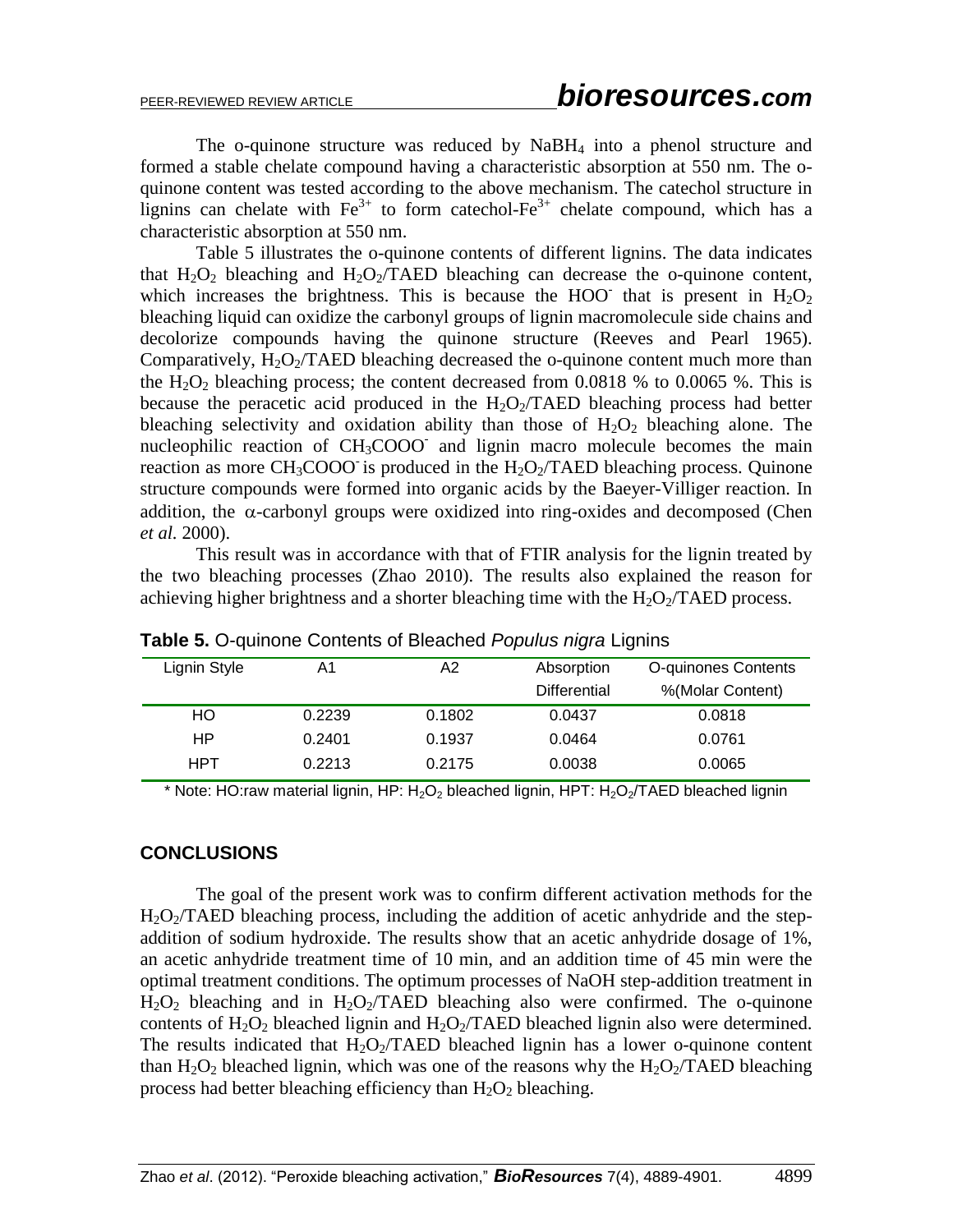The o-quinone structure was reduced by $NaBH_4$ into a phenol structure and formed a stable chelate compound having a characteristic absorption at 550 nm. The o-quinone content was tested according to the above mechanism. The catechol structure in lignins can chelate with $Fe^{3+}$ to form catechol-$Fe^{3+}$ chelate compound, which has a characteristic absorption at 550 nm.

Table 5 illustrates the o-quinone contents of different lignins. The data indicates that $H_2O_2$ bleaching and $H_2O_2$/TAED bleaching can decrease the o-quinone content, which increases the brightness. This is because the $HOO^-$ that is present in $H_2O_2$ bleaching liquid can oxidize the carbonyl groups of lignin macromolecule side chains and decolorize compounds having the quinone structure (Reeves and Pearl 1965). Comparatively, $H_2O_2$/TAED bleaching decreased the o-quinone content much more than the $H_2O_2$ bleaching process; the content decreased from 0.0818 % to 0.0065 %. This is because the peracetic acid produced in the $H_2O_2$/TAED bleaching process had better bleaching selectivity and oxidation ability than those of $H_2O_2$ bleaching alone. The nucleophilic reaction of $CH_3COOO^-$ and lignin macro molecule becomes the main reaction as more $CH_3COOO^-$ is produced in the $H_2O_2$/TAED bleaching process. Quinone structure compounds were formed into organic acids by the Baeyer-Villiger reaction. In addition, the $\alpha$-carbonyl groups were oxidized into ring-oxides and decomposed (Chen *et al.* 2000).

This result was in accordance with that of FTIR analysis for the lignin treated by the two bleaching processes (Zhao 2010). The results also explained the reason for achieving higher brightness and a shorter bleaching time with the $H_2O_2$/TAED process.

**Table 5.** O-quinone Contents of Bleached *Populus nigra* Lignins

| Lignin Style | A1 | A2 | Absorption Differential | O-quinones Contents %(Molar Content) |
|---|---|---|---|---|
| HO | 0.2239 | 0.1802 | 0.0437 | 0.0818 |
| HP | 0.2401 | 0.1937 | 0.0464 | 0.0761 |
| HPT | 0.2213 | 0.2175 | 0.0038 | 0.0065 |

\* Note: HO:raw material lignin, HP: $H_2O_2$ bleached lignin, HPT: $H_2O_2$/TAED bleached lignin

## CONCLUSIONS

The goal of the present work was to confirm different activation methods for the $H_2O_2$/TAED bleaching process, including the addition of acetic anhydride and the step-addition of sodium hydroxide. The results show that an acetic anhydride dosage of 1%, an acetic anhydride treatment time of 10 min, and an addition time of 45 min were the optimal treatment conditions. The optimum processes of NaOH step-addition treatment in $H_2O_2$ bleaching and in $H_2O_2$/TAED bleaching also were confirmed. The o-quinone contents of $H_2O_2$ bleached lignin and $H_2O_2$/TAED bleached lignin also were determined. The results indicated that $H_2O_2$/TAED bleached lignin has a lower o-quinone content than $H_2O_2$ bleached lignin, which was one of the reasons why the $H_2O_2$/TAED bleaching process had better bleaching efficiency than $H_2O_2$ bleaching.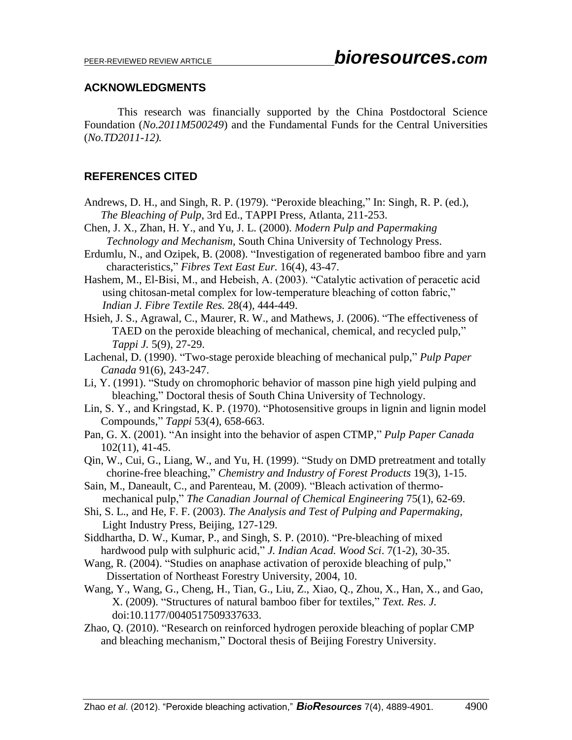## ACKNOWLEDGMENTS

This research was financially supported by the China Postdoctoral Science Foundation (*No.2011M500249*) and the Fundamental Funds for the Central Universities (*No.TD2011-12).*

## REFERENCES CITED

Andrews, D. H., and Singh, R. P. (1979). "Peroxide bleaching," In: Singh, R. P. (ed.), *The Bleaching of Pulp*, 3rd Ed., TAPPI Press, Atlanta, 211-253.

Chen, J. X., Zhan, H. Y., and Yu, J. L. (2000). *Modern Pulp and Papermaking Technology and Mechanism*, South China University of Technology Press.

Erdumlu, N., and Ozipek, B. (2008). "Investigation of regenerated bamboo fibre and yarn characteristics," *Fibres Text East Eur.* 16(4), 43-47.

Hashem, M., El-Bisi, M., and Hebeish, A. (2003). "Catalytic activation of peracetic acid using chitosan-metal complex for low-temperature bleaching of cotton fabric," *Indian J. Fibre Textile Res.* 28(4), 444-449.

Hsieh, J. S., Agrawal, C., Maurer, R. W., and Mathews, J. (2006). "The effectiveness of TAED on the peroxide bleaching of mechanical, chemical, and recycled pulp," *Tappi J.* 5(9), 27-29.

Lachenal, D. (1990). "Two-stage peroxide bleaching of mechanical pulp," *Pulp Paper Canada* 91(6), 243-247.

Li, Y. (1991). "Study on chromophoric behavior of masson pine high yield pulping and bleaching," Doctoral thesis of South China University of Technology.

Lin, S. Y., and Kringstad, K. P. (1970). "Photosensitive groups in lignin and lignin model Compounds," *Tappi* 53(4), 658-663.

Pan, G. X. (2001). "An insight into the behavior of aspen CTMP," *Pulp Paper Canada* 102(11), 41-45.

Qin, W., Cui, G., Liang, W., and Yu, H. (1999). "Study on DMD pretreatment and totally chorine-free bleaching," *Chemistry and Industry of Forest Products* 19(3), 1-15.

Sain, M., Daneault, C., and Parenteau, M. (2009). "Bleach activation of thermo-mechanical pulp," *The Canadian Journal of Chemical Engineering* 75(1), 62-69.

Shi, S. L., and He, F. F. (2003). *The Analysis and Test of Pulping and Papermaking*, Light Industry Press, Beijing, 127-129.

Siddhartha, D. W., Kumar, P., and Singh, S. P. (2010). "Pre-bleaching of mixed hardwood pulp with sulphuric acid," *J. Indian Acad. Wood Sci*. 7(1-2), 30-35.

Wang, R. (2004). "Studies on anaphase activation of peroxide bleaching of pulp," Dissertation of Northeast Forestry University, 2004, 10.

Wang, Y., Wang, G., Cheng, H., Tian, G., Liu, Z., Xiao, Q., Zhou, X., Han, X., and Gao, X. (2009). "Structures of natural bamboo fiber for textiles," *Text. Res. J.* doi:10.1177/0040517509337633.

Zhao, Q. (2010). "Research on reinforced hydrogen peroxide bleaching of poplar CMP and bleaching mechanism," Doctoral thesis of Beijing Forestry University.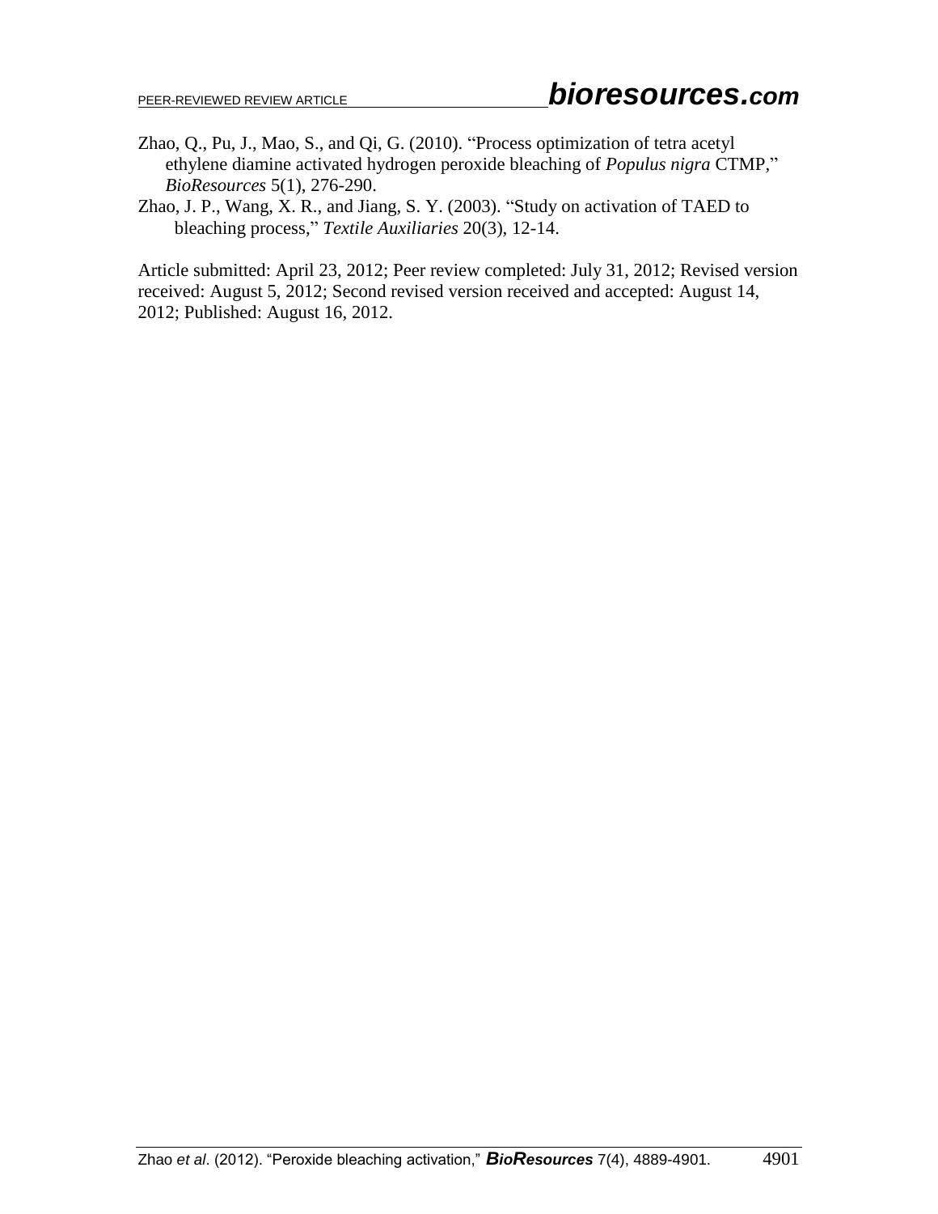Zhao, Q., Pu, J., Mao, S., and Qi, G. (2010). "Process optimization of tetra acetyl ethylene diamine activated hydrogen peroxide bleaching of *Populus nigra* CTMP," *BioResources* 5(1), 276-290.

Zhao, J. P., Wang, X. R., and Jiang, S. Y. (2003). "Study on activation of TAED to bleaching process," *Textile Auxiliaries* 20(3), 12-14.

Article submitted: April 23, 2012; Peer review completed: July 31, 2012; Revised version received: August 5, 2012; Second revised version received and accepted: August 14, 2012; Published: August 16, 2012.